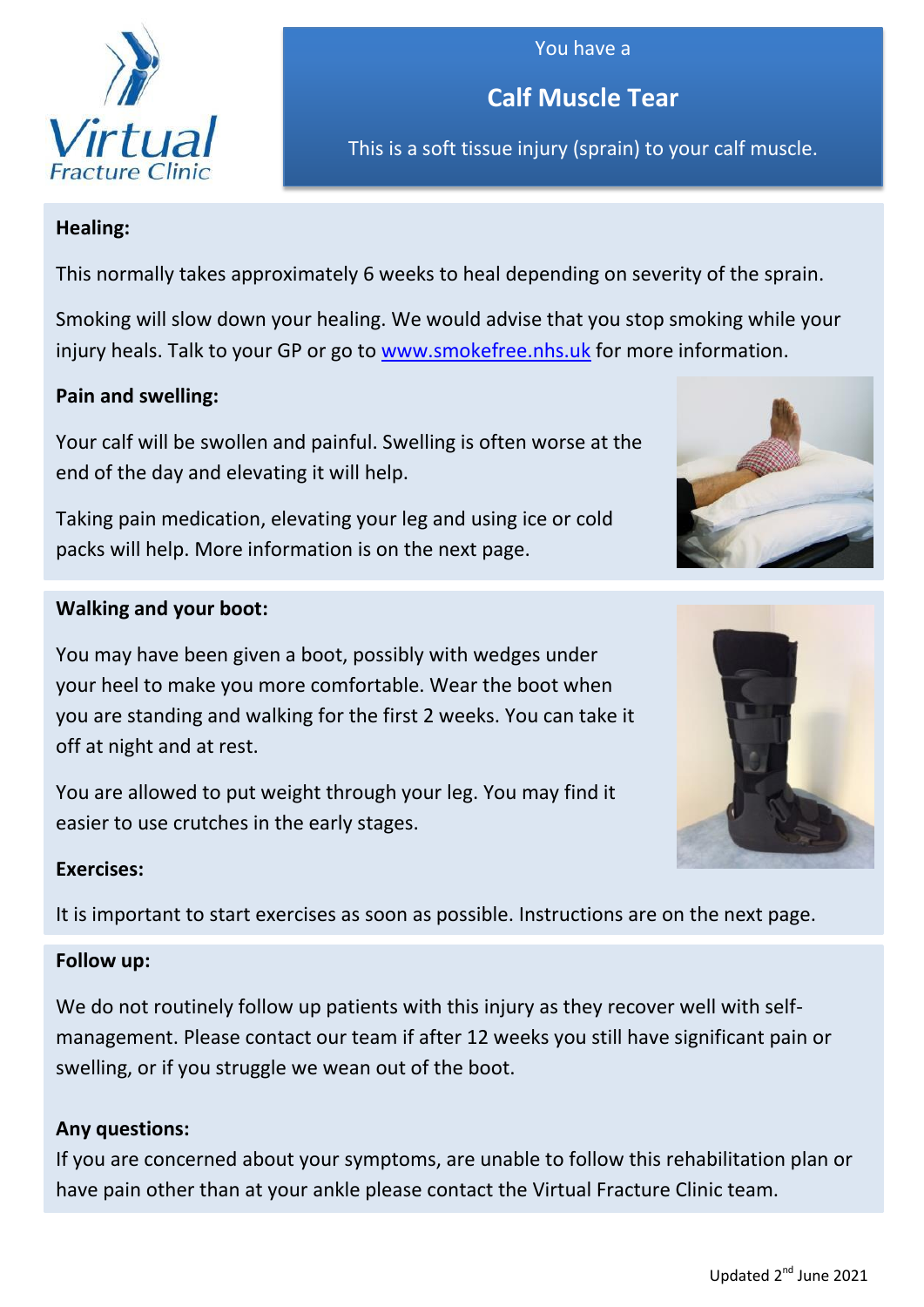Virtual Fracture Clinic

You have a

# Calf Muscle Tear

This is a soft tissue injury (sprain) to your calf muscle.

**Healing:**

This normally takes approximately 6 weeks to heal depending on severity of the sprain.

Smoking will slow down your healing. We would advise that you stop smoking while your injury heals. Talk to your GP or go to [www.smokefree.nhs.uk](http://www.smokefree.nhs.uk) for more information.

**Pain and swelling:**

Your calf will be swollen and painful. Swelling is often worse at the end of the day and elevating it will help.

Taking pain medication, elevating your leg and using ice or cold packs will help. More information is on the next page.

**Walking and your boot:**

You may have been given a boot, possibly with wedges under your heel to make you more comfortable. Wear the boot when you are standing and walking for the first 2 weeks. You can take it off at night and at rest.

You are allowed to put weight through your leg. You may find it easier to use crutches in the early stages.

**Exercises:**

It is important to start exercises as soon as possible. Instructions are on the next page.

**Follow up:**

We do not routinely follow up patients with this injury as they recover well with self-management. Please contact our team if after 12 weeks you still have significant pain or swelling, or if you struggle we wean out of the boot.

**Any questions:**

If you are concerned about your symptoms, are unable to follow this rehabilitation plan or have pain other than at your ankle please contact the Virtual Fracture Clinic team.

Updated 2nd June 2021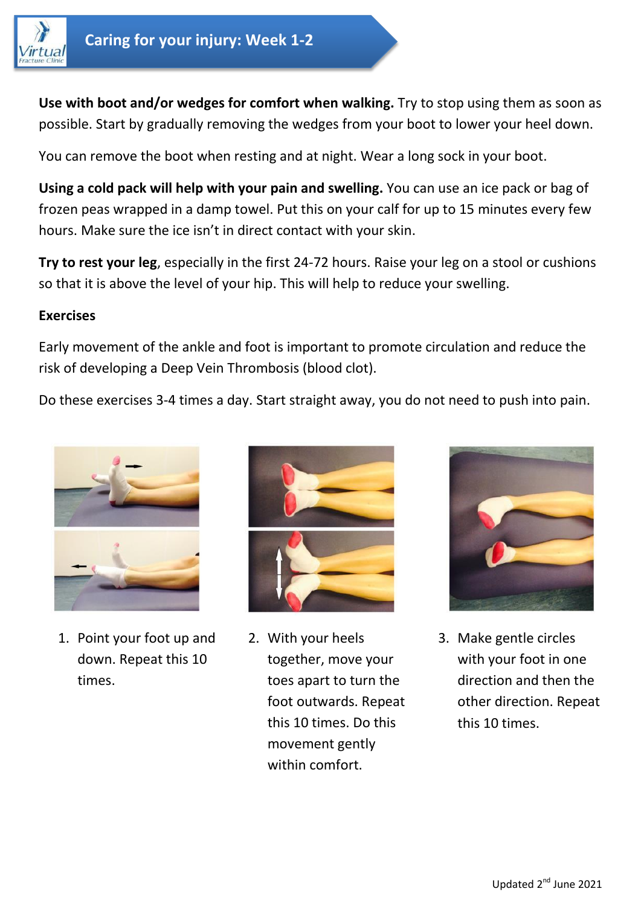# Caring for your injury: Week 1-2

**Use with boot and/or wedges for comfort when walking.** Try to stop using them as soon as possible. Start by gradually removing the wedges from your boot to lower your heel down.

You can remove the boot when resting and at night. Wear a long sock in your boot.

**Using a cold pack will help with your pain and swelling.** You can use an ice pack or bag of frozen peas wrapped in a damp towel. Put this on your calf for up to 15 minutes every few hours. Make sure the ice isn't in direct contact with your skin.

**Try to rest your leg**, especially in the first 24-72 hours. Raise your leg on a stool or cushions so that it is above the level of your hip. This will help to reduce your swelling.

## Exercises

Early movement of the ankle and foot is important to promote circulation and reduce the risk of developing a Deep Vein Thrombosis (blood clot).

Do these exercises 3-4 times a day. Start straight away, you do not need to push into pain.

1. Point your foot up and down. Repeat this 10 times.
2. With your heels together, move your toes apart to turn the foot outwards. Repeat this 10 times. Do this movement gently within comfort.
3. Make gentle circles with your foot in one direction and then the other direction. Repeat this 10 times.

Updated 2nd June 2021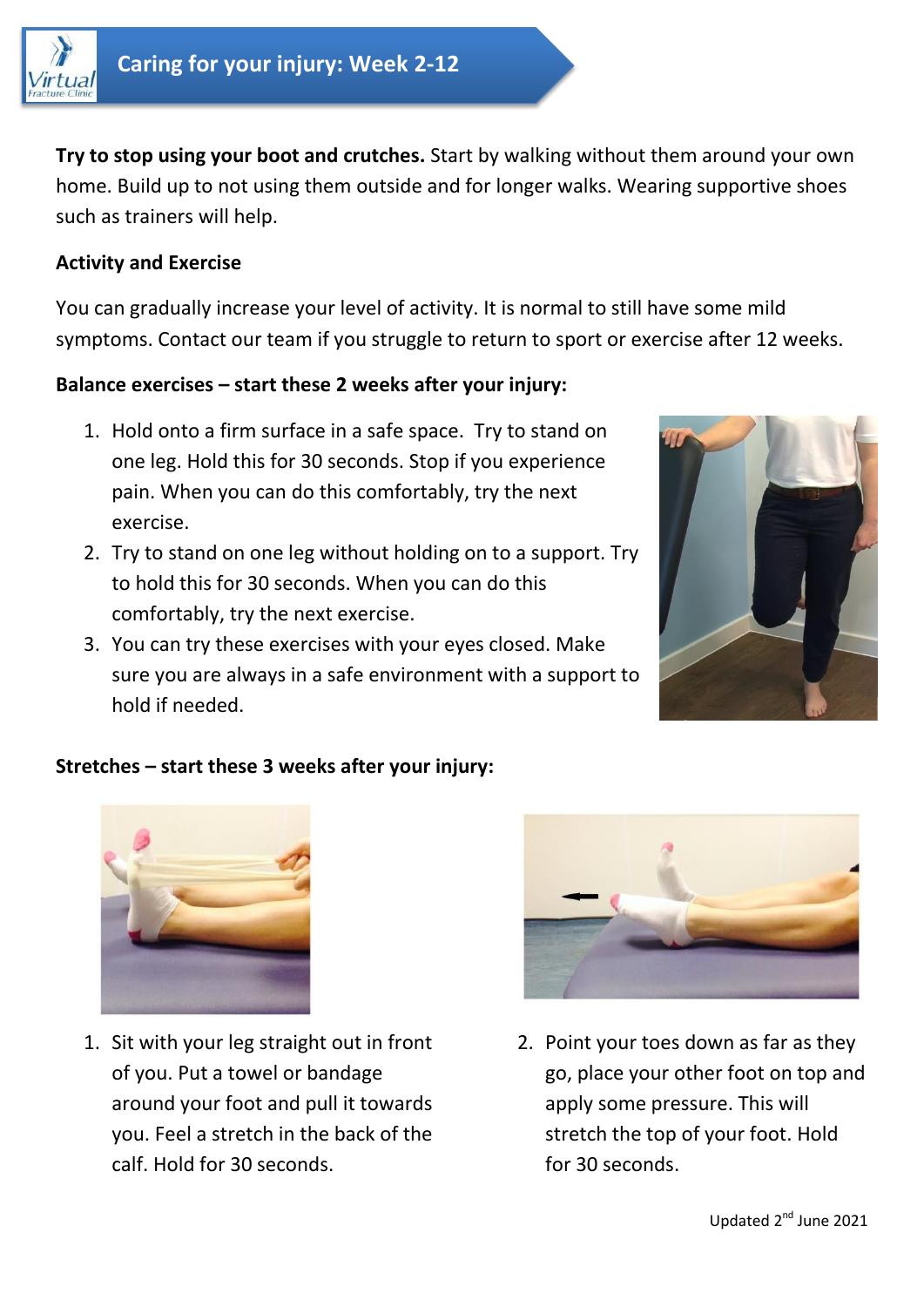# Caring for your injury: Week 2-12

**Try to stop using your boot and crutches.** Start by walking without them around your own home. Build up to not using them outside and for longer walks. Wearing supportive shoes such as trainers will help.

### Activity and Exercise

You can gradually increase your level of activity. It is normal to still have some mild symptoms. Contact our team if you struggle to return to sport or exercise after 12 weeks.

### Balance exercises – start these 2 weeks after your injury:

1. Hold onto a firm surface in a safe space. Try to stand on one leg. Hold this for 30 seconds. Stop if you experience pain. When you can do this comfortably, try the next exercise.
2. Try to stand on one leg without holding on to a support. Try to hold this for 30 seconds. When you can do this comfortably, try the next exercise.
3. You can try these exercises with your eyes closed. Make sure you are always in a safe environment with a support to hold if needed.

### Stretches – start these 3 weeks after your injury:

1. Sit with your leg straight out in front of you. Put a towel or bandage around your foot and pull it towards you. Feel a stretch in the back of the calf. Hold for 30 seconds.
2. Point your toes down as far as they go, place your other foot on top and apply some pressure. This will stretch the top of your foot. Hold for 30 seconds.

Updated 2nd June 2021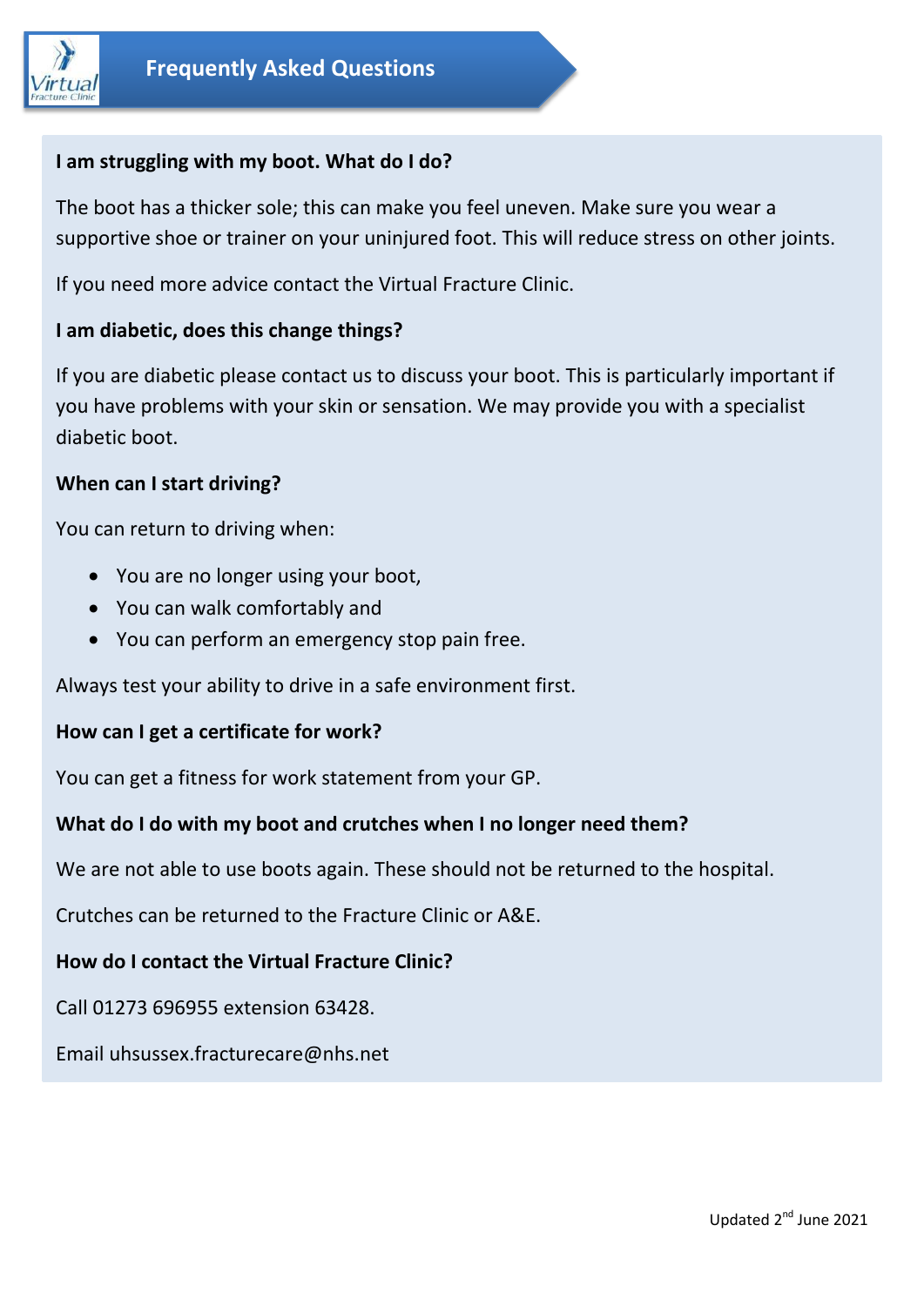# Frequently Asked Questions

**I am struggling with my boot. What do I do?**

The boot has a thicker sole; this can make you feel uneven. Make sure you wear a supportive shoe or trainer on your uninjured foot. This will reduce stress on other joints.

If you need more advice contact the Virtual Fracture Clinic.

**I am diabetic, does this change things?**

If you are diabetic please contact us to discuss your boot. This is particularly important if you have problems with your skin or sensation. We may provide you with a specialist diabetic boot.

**When can I start driving?**

You can return to driving when:

- You are no longer using your boot,
- You can walk comfortably and
- You can perform an emergency stop pain free.

Always test your ability to drive in a safe environment first.

**How can I get a certificate for work?**

You can get a fitness for work statement from your GP.

**What do I do with my boot and crutches when I no longer need them?**

We are not able to use boots again. These should not be returned to the hospital.

Crutches can be returned to the Fracture Clinic or A&E.

**How do I contact the Virtual Fracture Clinic?**

Call 01273 696955 extension 63428.

Email uhsussex.fracturecare@nhs.net

Updated 2nd June 2021